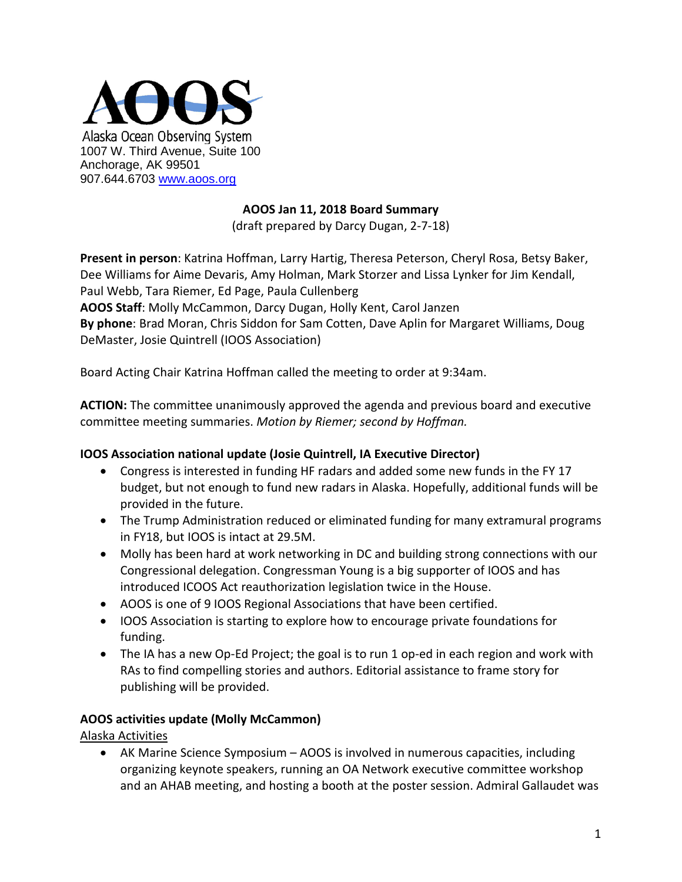AOOS

Alaska Ocean Observing System
1007 W. Third Avenue, Suite 100
Anchorage, AK 99501
907.644.6703 [www.aoos.org](http://www.aoos.org)

**AOOS Jan 11, 2018 Board Summary**
(draft prepared by Darcy Dugan, 2-7-18)

**Present in person**: Katrina Hoffman, Larry Hartig, Theresa Peterson, Cheryl Rosa, Betsy Baker, Dee Williams for Aime Devaris, Amy Holman, Mark Storzer and Lissa Lynker for Jim Kendall, Paul Webb, Tara Riemer, Ed Page, Paula Cullenberg
**AOOS Staff**: Molly McCammon, Darcy Dugan, Holly Kent, Carol Janzen
**By phone**: Brad Moran, Chris Siddon for Sam Cotten, Dave Aplin for Margaret Williams, Doug DeMaster, Josie Quintrell (IOOS Association)

Board Acting Chair Katrina Hoffman called the meeting to order at 9:34am.

**ACTION:** The committee unanimously approved the agenda and previous board and executive committee meeting summaries. *Motion by Riemer; second by Hoffman.*

**IOOS Association national update (Josie Quintrell, IA Executive Director)**

- Congress is interested in funding HF radars and added some new funds in the FY 17 budget, but not enough to fund new radars in Alaska. Hopefully, additional funds will be provided in the future.
- The Trump Administration reduced or eliminated funding for many extramural programs in FY18, but IOOS is intact at 29.5M.
- Molly has been hard at work networking in DC and building strong connections with our Congressional delegation. Congressman Young is a big supporter of IOOS and has introduced ICOOS Act reauthorization legislation twice in the House.
- AOOS is one of 9 IOOS Regional Associations that have been certified.
- IOOS Association is starting to explore how to encourage private foundations for funding.
- The IA has a new Op-Ed Project; the goal is to run 1 op-ed in each region and work with RAs to find compelling stories and authors. Editorial assistance to frame story for publishing will be provided.

**AOOS activities update (Molly McCammon)**

Alaska Activities

- AK Marine Science Symposium – AOOS is involved in numerous capacities, including organizing keynote speakers, running an OA Network executive committee workshop and an AHAB meeting, and hosting a booth at the poster session. Admiral Gallaudet was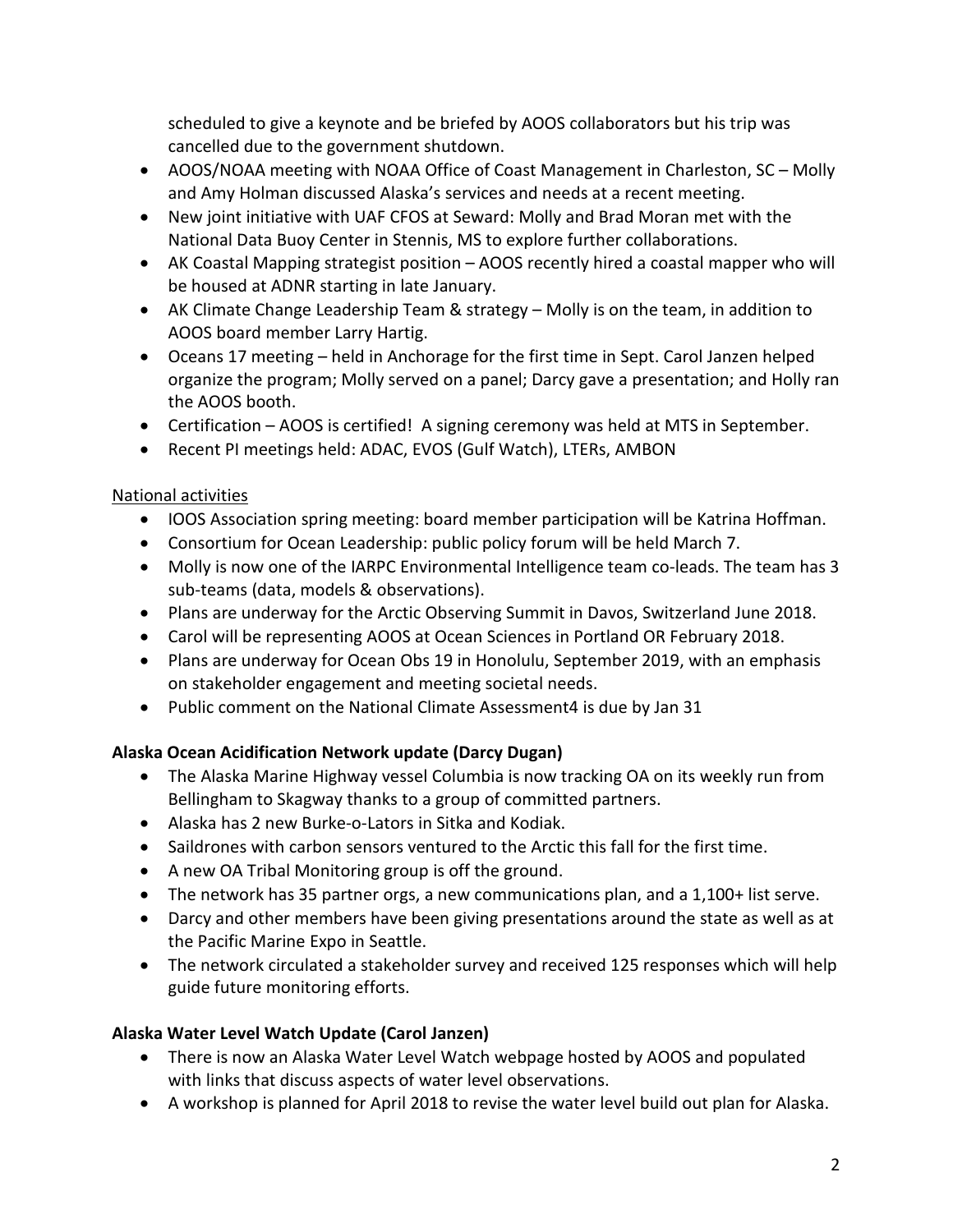scheduled to give a keynote and be briefed by AOOS collaborators but his trip was cancelled due to the government shutdown.

- AOOS/NOAA meeting with NOAA Office of Coast Management in Charleston, SC – Molly and Amy Holman discussed Alaska's services and needs at a recent meeting.
- New joint initiative with UAF CFOS at Seward: Molly and Brad Moran met with the National Data Buoy Center in Stennis, MS to explore further collaborations.
- AK Coastal Mapping strategist position – AOOS recently hired a coastal mapper who will be housed at ADNR starting in late January.
- AK Climate Change Leadership Team & strategy – Molly is on the team, in addition to AOOS board member Larry Hartig.
- Oceans 17 meeting – held in Anchorage for the first time in Sept. Carol Janzen helped organize the program; Molly served on a panel; Darcy gave a presentation; and Holly ran the AOOS booth.
- Certification – AOOS is certified! A signing ceremony was held at MTS in September.
- Recent PI meetings held: ADAC, EVOS (Gulf Watch), LTERs, AMBON

National activities

- IOOS Association spring meeting: board member participation will be Katrina Hoffman.
- Consortium for Ocean Leadership: public policy forum will be held March 7.
- Molly is now one of the IARPC Environmental Intelligence team co-leads. The team has 3 sub-teams (data, models & observations).
- Plans are underway for the Arctic Observing Summit in Davos, Switzerland June 2018.
- Carol will be representing AOOS at Ocean Sciences in Portland OR February 2018.
- Plans are underway for Ocean Obs 19 in Honolulu, September 2019, with an emphasis on stakeholder engagement and meeting societal needs.
- Public comment on the National Climate Assessment4 is due by Jan 31

**Alaska Ocean Acidification Network update (Darcy Dugan)**

- The Alaska Marine Highway vessel Columbia is now tracking OA on its weekly run from Bellingham to Skagway thanks to a group of committed partners.
- Alaska has 2 new Burke-o-Lators in Sitka and Kodiak.
- Saildrones with carbon sensors ventured to the Arctic this fall for the first time.
- A new OA Tribal Monitoring group is off the ground.
- The network has 35 partner orgs, a new communications plan, and a 1,100+ list serve.
- Darcy and other members have been giving presentations around the state as well as at the Pacific Marine Expo in Seattle.
- The network circulated a stakeholder survey and received 125 responses which will help guide future monitoring efforts.

**Alaska Water Level Watch Update (Carol Janzen)**

- There is now an Alaska Water Level Watch webpage hosted by AOOS and populated with links that discuss aspects of water level observations.
- A workshop is planned for April 2018 to revise the water level build out plan for Alaska.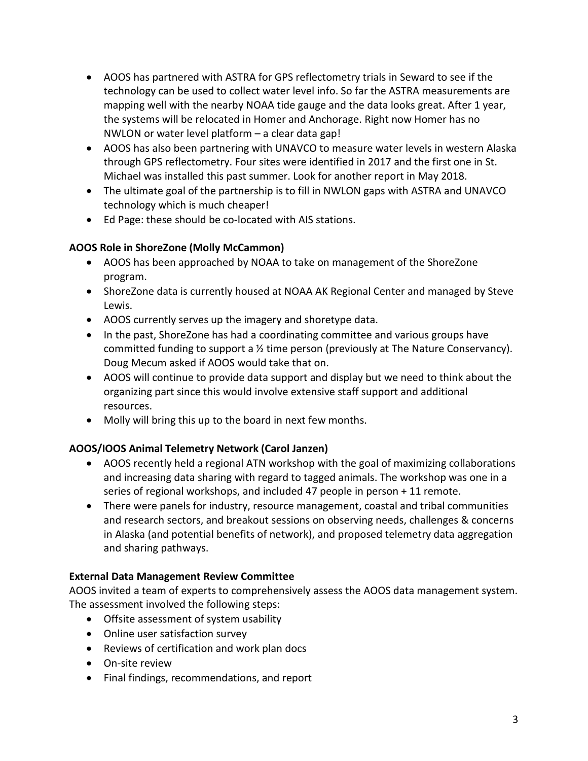- AOOS has partnered with ASTRA for GPS reflectometry trials in Seward to see if the technology can be used to collect water level info. So far the ASTRA measurements are mapping well with the nearby NOAA tide gauge and the data looks great. After 1 year, the systems will be relocated in Homer and Anchorage. Right now Homer has no NWLON or water level platform – a clear data gap!
- AOOS has also been partnering with UNAVCO to measure water levels in western Alaska through GPS reflectometry. Four sites were identified in 2017 and the first one in St. Michael was installed this past summer. Look for another report in May 2018.
- The ultimate goal of the partnership is to fill in NWLON gaps with ASTRA and UNAVCO technology which is much cheaper!
- Ed Page: these should be co-located with AIS stations.

**AOOS Role in ShoreZone (Molly McCammon)**

- AOOS has been approached by NOAA to take on management of the ShoreZone program.
- ShoreZone data is currently housed at NOAA AK Regional Center and managed by Steve Lewis.
- AOOS currently serves up the imagery and shoretype data.
- In the past, ShoreZone has had a coordinating committee and various groups have committed funding to support a ½ time person (previously at The Nature Conservancy). Doug Mecum asked if AOOS would take that on.
- AOOS will continue to provide data support and display but we need to think about the organizing part since this would involve extensive staff support and additional resources.
- Molly will bring this up to the board in next few months.

**AOOS/IOOS Animal Telemetry Network (Carol Janzen)**

- AOOS recently held a regional ATN workshop with the goal of maximizing collaborations and increasing data sharing with regard to tagged animals. The workshop was one in a series of regional workshops, and included 47 people in person + 11 remote.
- There were panels for industry, resource management, coastal and tribal communities and research sectors, and breakout sessions on observing needs, challenges & concerns in Alaska (and potential benefits of network), and proposed telemetry data aggregation and sharing pathways.

**External Data Management Review Committee**

AOOS invited a team of experts to comprehensively assess the AOOS data management system. The assessment involved the following steps:

- Offsite assessment of system usability
- Online user satisfaction survey
- Reviews of certification and work plan docs
- On-site review
- Final findings, recommendations, and report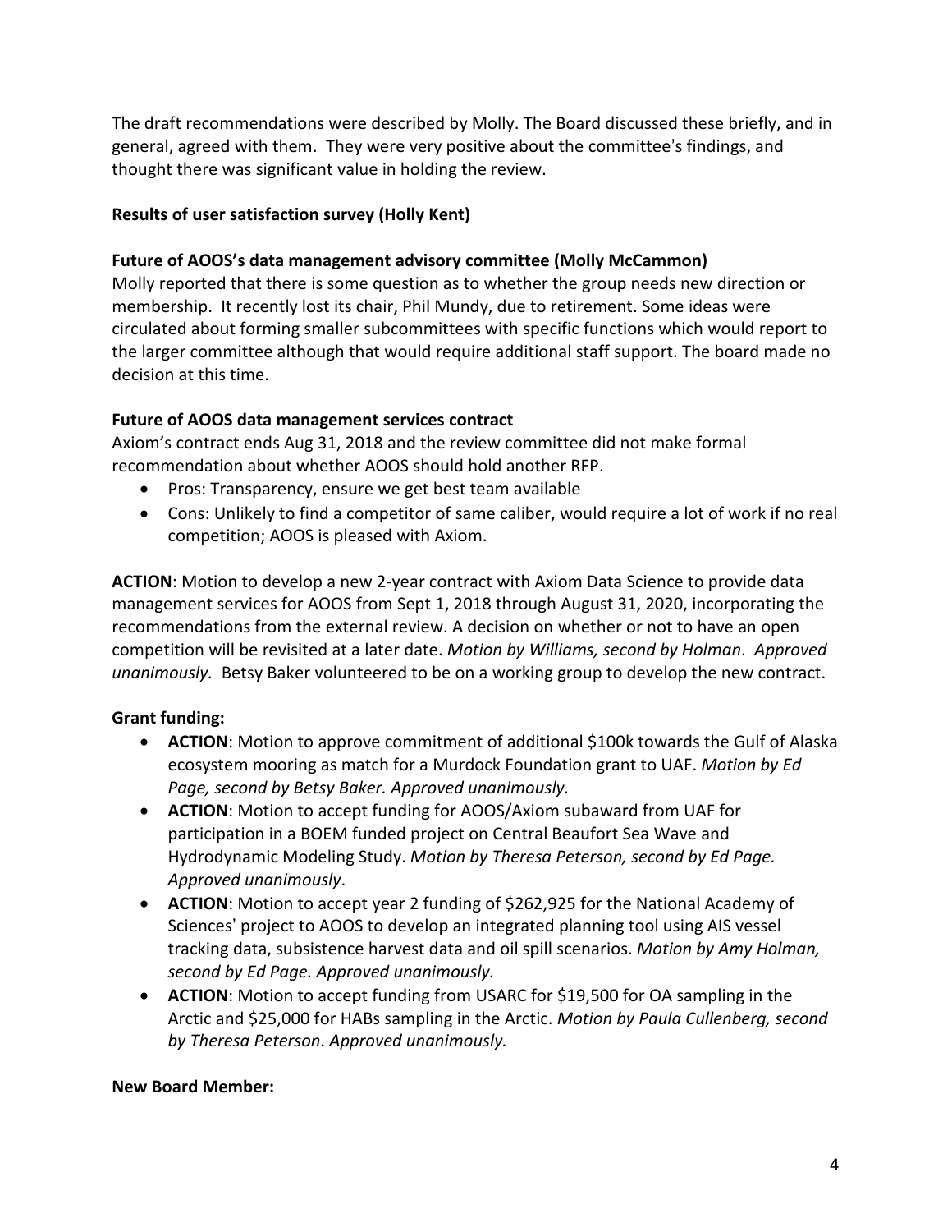The draft recommendations were described by Molly. The Board discussed these briefly, and in general, agreed with them. They were very positive about the committee's findings, and thought there was significant value in holding the review.

**Results of user satisfaction survey (Holly Kent)**

**Future of AOOS's data management advisory committee (Molly McCammon)**

Molly reported that there is some question as to whether the group needs new direction or membership. It recently lost its chair, Phil Mundy, due to retirement. Some ideas were circulated about forming smaller subcommittees with specific functions which would report to the larger committee although that would require additional staff support. The board made no decision at this time.

**Future of AOOS data management services contract**

Axiom's contract ends Aug 31, 2018 and the review committee did not make formal recommendation about whether AOOS should hold another RFP.

- Pros: Transparency, ensure we get best team available
- Cons: Unlikely to find a competitor of same caliber, would require a lot of work if no real competition; AOOS is pleased with Axiom.

**ACTION**: Motion to develop a new 2-year contract with Axiom Data Science to provide data management services for AOOS from Sept 1, 2018 through August 31, 2020, incorporating the recommendations from the external review. A decision on whether or not to have an open competition will be revisited at a later date. *Motion by Williams, second by Holman*. *Approved unanimously.* Betsy Baker volunteered to be on a working group to develop the new contract.

**Grant funding:**

- **ACTION**: Motion to approve commitment of additional $100k towards the Gulf of Alaska ecosystem mooring as match for a Murdock Foundation grant to UAF. *Motion by Ed Page, second by Betsy Baker. Approved unanimously.*
- **ACTION**: Motion to accept funding for AOOS/Axiom subaward from UAF for participation in a BOEM funded project on Central Beaufort Sea Wave and Hydrodynamic Modeling Study. *Motion by Theresa Peterson, second by Ed Page. Approved unanimously*.
- **ACTION**: Motion to accept year 2 funding of $262,925 for the National Academy of Sciences' project to AOOS to develop an integrated planning tool using AIS vessel tracking data, subsistence harvest data and oil spill scenarios. *Motion by Amy Holman, second by Ed Page. Approved unanimously.*
- **ACTION**: Motion to accept funding from USARC for $19,500 for OA sampling in the Arctic and $25,000 for HABs sampling in the Arctic. *Motion by Paula Cullenberg, second by Theresa Peterson*. *Approved unanimously.*

**New Board Member:**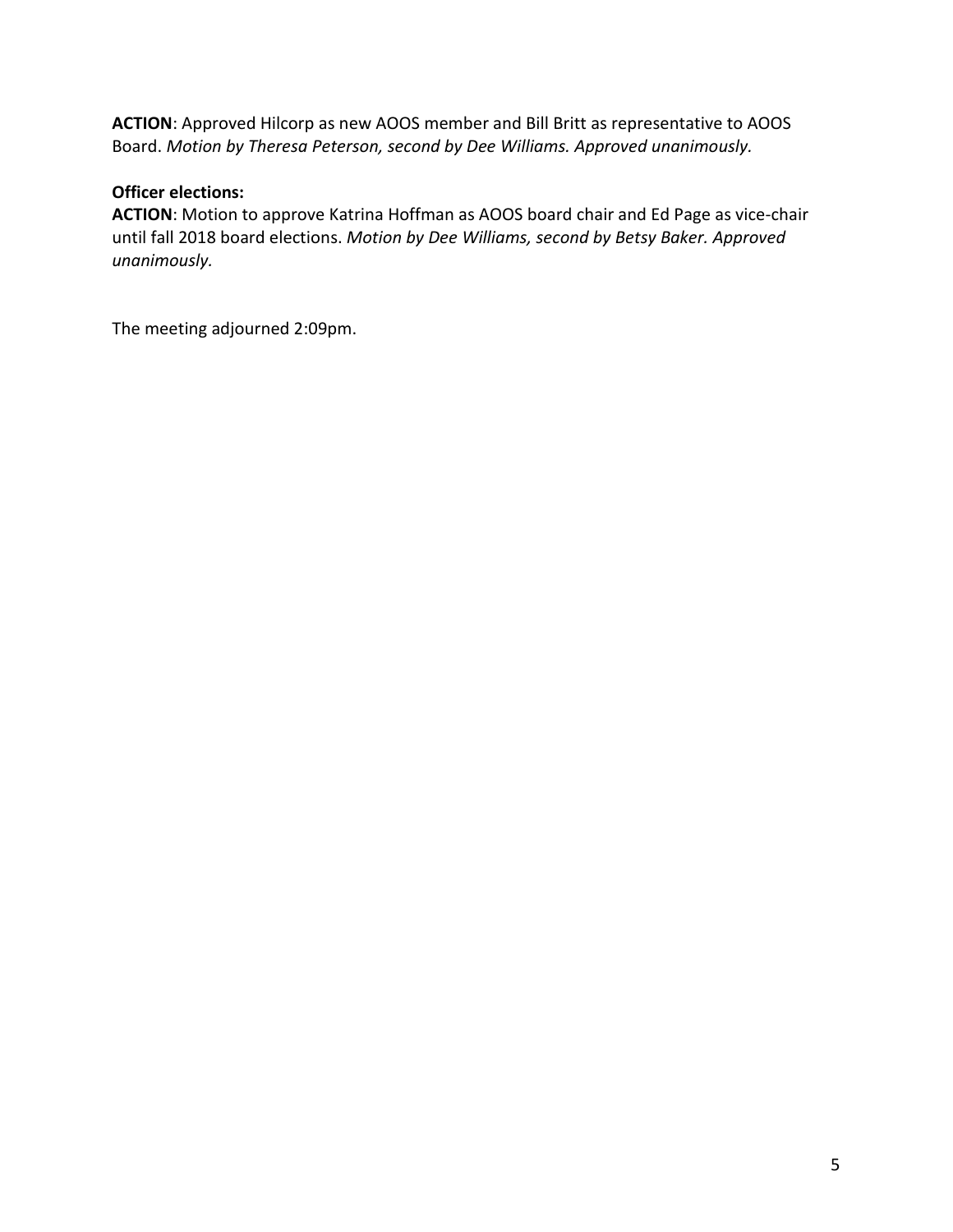**ACTION**: Approved Hilcorp as new AOOS member and Bill Britt as representative to AOOS Board. *Motion by Theresa Peterson, second by Dee Williams. Approved unanimously.*

**Officer elections:**

**ACTION**: Motion to approve Katrina Hoffman as AOOS board chair and Ed Page as vice-chair until fall 2018 board elections. *Motion by Dee Williams, second by Betsy Baker. Approved unanimously.*

The meeting adjourned 2:09pm.